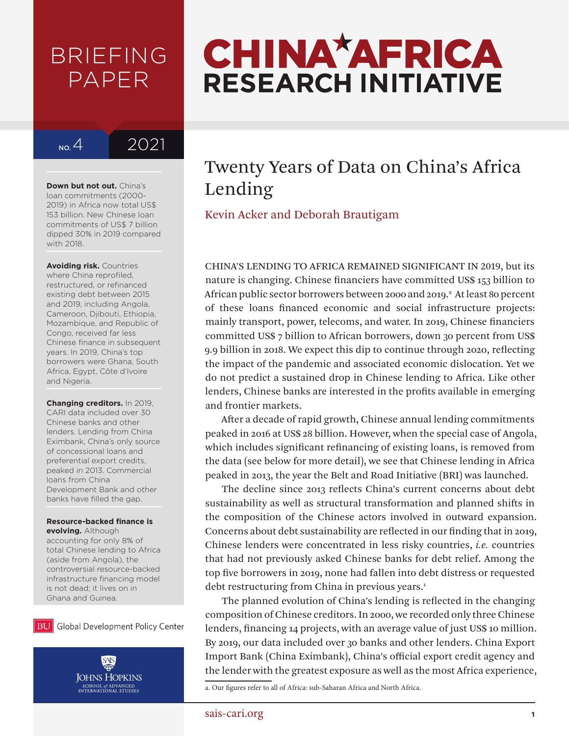BRIEFING PAPER

# CHINA AFRICA RESEARCH INITIATIVE

NO. 4 2021

**Down but not out.** China's loan commitments (2000-2019) in Africa now total US$ 153 billion. New Chinese loan commitments of US$ 7 billion dipped 30% in 2019 compared with 2018.

**Avoiding risk.** Countries where China reprofiled, restructured, or refinanced existing debt between 2015 and 2019, including Angola, Cameroon, Djibouti, Ethiopia, Mozambique, and Republic of Congo, received far less Chinese finance in subsequent years. In 2019, China's top borrowers were Ghana, South Africa, Egypt, Côte d'Ivoire and Nigeria.

**Changing creditors.** In 2019, CARI data included over 30 Chinese banks and other lenders. Lending from China Eximbank, China's only source of concessional loans and preferential export credits, peaked in 2013. Commercial loans from China Development Bank and other banks have filled the gap.

**Resource-backed finance is evolving.** Although accounting for only 8% of total Chinese lending to Africa (aside from Angola), the controversial resource-backed infrastructure financing model is not dead; it lives on in Ghana and Guinea.

BU Global Development Policy Center

SAIS JOHNS HOPKINS SCHOOL of ADVANCED INTERNATIONAL STUDIES

# Twenty Years of Data on China's Africa Lending

Kevin Acker and Deborah Brautigam

CHINA'S LENDING TO AFRICA REMAINED SIGNIFICANT IN 2019, but its nature is changing. Chinese financiers have committed US$ 153 billion to African public sector borrowers between 2000 and 2019.[a] At least 80 percent of these loans financed economic and social infrastructure projects: mainly transport, power, telecoms, and water. In 2019, Chinese financiers committed US$ 7 billion to African borrowers, down 30 percent from US$ 9.9 billion in 2018. We expect this dip to continue through 2020, reflecting the impact of the pandemic and associated economic dislocation. Yet we do not predict a sustained drop in Chinese lending to Africa. Like other lenders, Chinese banks are interested in the profits available in emerging and frontier markets.

After a decade of rapid growth, Chinese annual lending commitments peaked in 2016 at US$ 28 billion. However, when the special case of Angola, which includes significant refinancing of existing loans, is removed from the data (see below for more detail), we see that Chinese lending in Africa peaked in 2013, the year the Belt and Road Initiative (BRI) was launched.

The decline since 2013 reflects China's current concerns about debt sustainability as well as structural transformation and planned shifts in the composition of the Chinese actors involved in outward expansion. Concerns about debt sustainability are reflected in our finding that in 2019, Chinese lenders were concentrated in less risky countries, *i.e.* countries that had not previously asked Chinese banks for debt relief. Among the top five borrowers in 2019, none had fallen into debt distress or requested debt restructuring from China in previous years.[1]

The planned evolution of China's lending is reflected in the changing composition of Chinese creditors. In 2000, we recorded only three Chinese lenders, financing 14 projects, with an average value of just US$ 10 million. By 2019, our data included over 30 banks and other lenders. China Export Import Bank (China Eximbank), China's official export credit agency and the lender with the greatest exposure as well as the most Africa experience,

a. Our figures refer to all of Africa: sub-Saharan Africa and North Africa.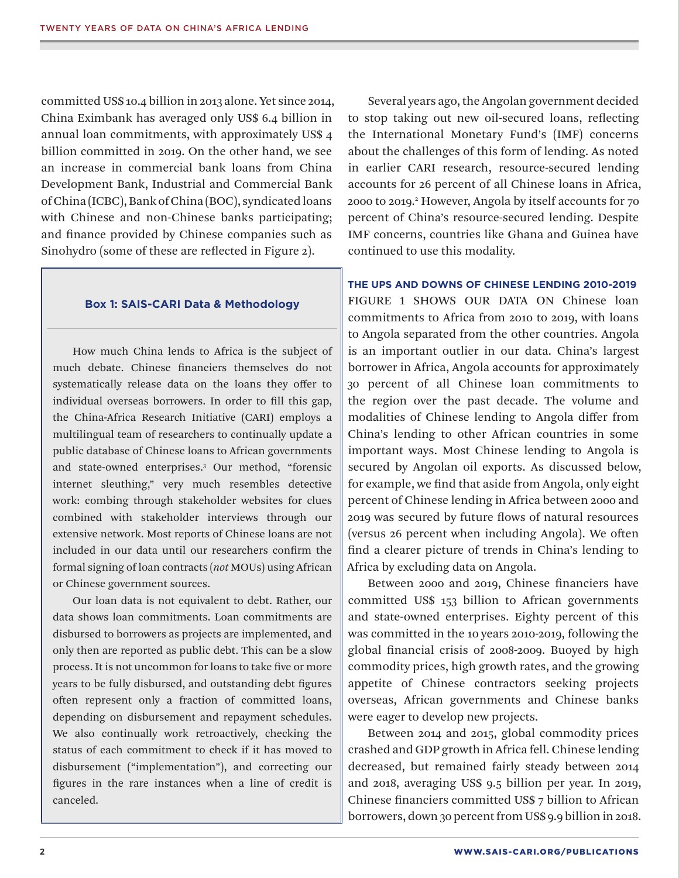committed US$ 10.4 billion in 2013 alone. Yet since 2014, China Eximbank has averaged only US$ 6.4 billion in annual loan commitments, with approximately US$ 4 billion committed in 2019. On the other hand, we see an increase in commercial bank loans from China Development Bank, Industrial and Commercial Bank of China (ICBC), Bank of China (BOC), syndicated loans with Chinese and non-Chinese banks participating; and finance provided by Chinese companies such as Sinohydro (some of these are reflected in Figure 2).

### Box 1: SAIS-CARI Data & Methodology

How much China lends to Africa is the subject of much debate. Chinese financiers themselves do not systematically release data on the loans they offer to individual overseas borrowers. In order to fill this gap, the China-Africa Research Initiative (CARI) employs a multilingual team of researchers to continually update a public database of Chinese loans to African governments and state-owned enterprises.[3] Our method, "forensic internet sleuthing," very much resembles detective work: combing through stakeholder websites for clues combined with stakeholder interviews through our extensive network. Most reports of Chinese loans are not included in our data until our researchers confirm the formal signing of loan contracts (*not* MOUs) using African or Chinese government sources.

Our loan data is not equivalent to debt. Rather, our data shows loan commitments. Loan commitments are disbursed to borrowers as projects are implemented, and only then are reported as public debt. This can be a slow process. It is not uncommon for loans to take five or more years to be fully disbursed, and outstanding debt figures often represent only a fraction of committed loans, depending on disbursement and repayment schedules. We also continually work retroactively, checking the status of each commitment to check if it has moved to disbursement ("implementation"), and correcting our figures in the rare instances when a line of credit is canceled.

Several years ago, the Angolan government decided to stop taking out new oil-secured loans, reflecting the International Monetary Fund's (IMF) concerns about the challenges of this form of lending. As noted in earlier CARI research, resource-secured lending accounts for 26 percent of all Chinese loans in Africa, 2000 to 2019.[2] However, Angola by itself accounts for 70 percent of China's resource-secured lending. Despite IMF concerns, countries like Ghana and Guinea have continued to use this modality.

## THE UPS AND DOWNS OF CHINESE LENDING 2010-2019

FIGURE 1 SHOWS OUR DATA ON Chinese loan commitments to Africa from 2010 to 2019, with loans to Angola separated from the other countries. Angola is an important outlier in our data. China's largest borrower in Africa, Angola accounts for approximately 30 percent of all Chinese loan commitments to the region over the past decade. The volume and modalities of Chinese lending to Angola differ from China's lending to other African countries in some important ways. Most Chinese lending to Angola is secured by Angolan oil exports. As discussed below, for example, we find that aside from Angola, only eight percent of Chinese lending in Africa between 2000 and 2019 was secured by future flows of natural resources (versus 26 percent when including Angola). We often find a clearer picture of trends in China's lending to Africa by excluding data on Angola.

Between 2000 and 2019, Chinese financiers have committed US$ 153 billion to African governments and state-owned enterprises. Eighty percent of this was committed in the 10 years 2010-2019, following the global financial crisis of 2008-2009. Buoyed by high commodity prices, high growth rates, and the growing appetite of Chinese contractors seeking projects overseas, African governments and Chinese banks were eager to develop new projects.

Between 2014 and 2015, global commodity prices crashed and GDP growth in Africa fell. Chinese lending decreased, but remained fairly steady between 2014 and 2018, averaging US$ 9.5 billion per year. In 2019, Chinese financiers committed US$ 7 billion to African borrowers, down 30 percent from US$ 9.9 billion in 2018.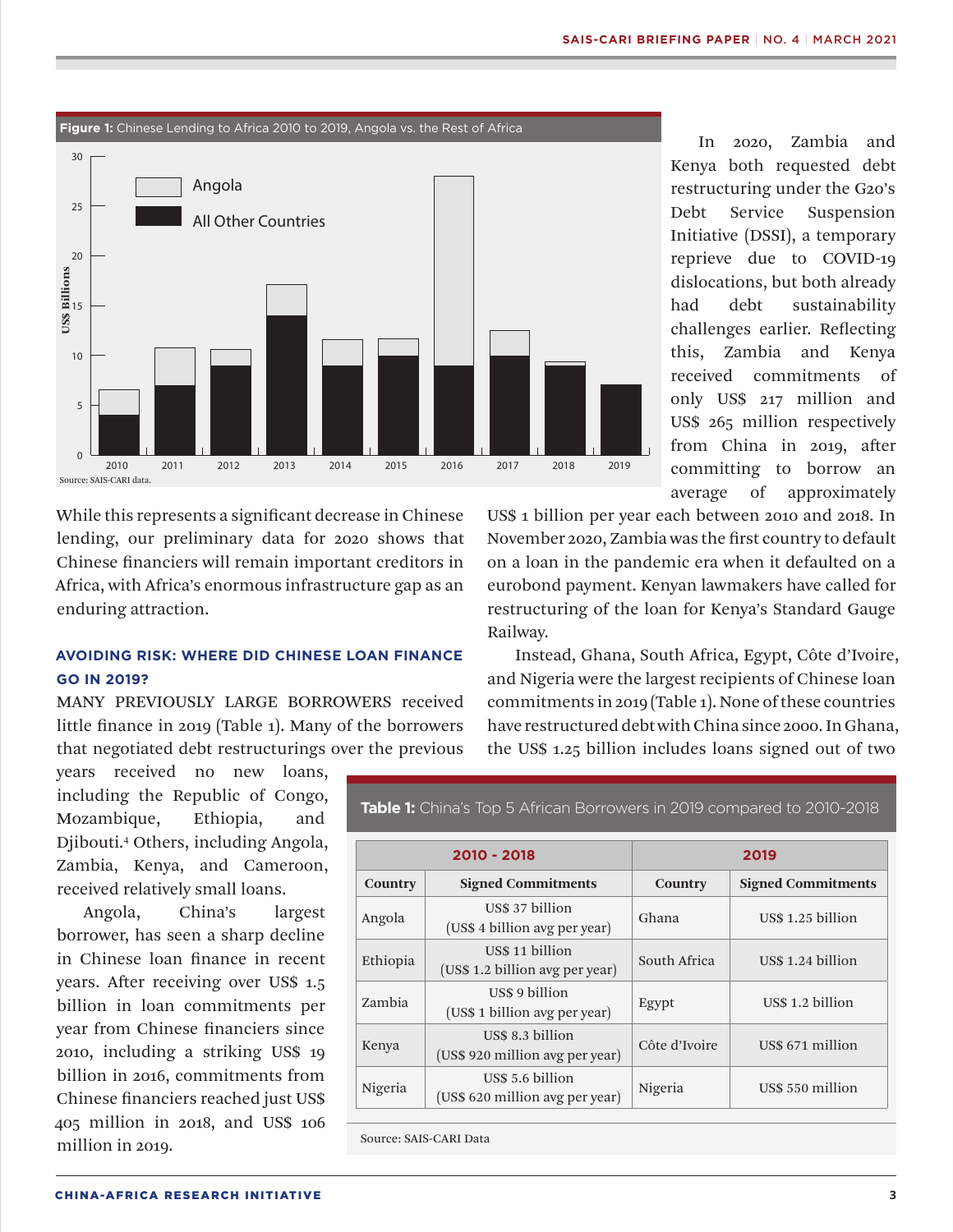**Figure 1:** Chinese Lending to Africa 2010 to 2019, Angola vs. the Rest of Africa

Source: SAIS-CARI data.

In 2020, Zambia and Kenya both requested debt restructuring under the G20's Debt Service Suspension Initiative (DSSI), a temporary reprieve due to COVID-19 dislocations, but both already had debt sustainability challenges earlier. Reflecting this, Zambia and Kenya received commitments of only US$ 217 million and US$ 265 million respectively from China in 2019, after committing to borrow an average of approximately US$ 1 billion per year each between 2010 and 2018. In November 2020, Zambia was the first country to default on a loan in the pandemic era when it defaulted on a eurobond payment. Kenyan lawmakers have called for restructuring of the loan for Kenya's Standard Gauge Railway.

While this represents a significant decrease in Chinese lending, our preliminary data for 2020 shows that Chinese financiers will remain important creditors in Africa, with Africa's enormous infrastructure gap as an enduring attraction.

### AVOIDING RISK: WHERE DID CHINESE LOAN FINANCE GO IN 2019?

MANY PREVIOUSLY LARGE BORROWERS received little finance in 2019 (Table 1). Many of the borrowers that negotiated debt restructurings over the previous years received no new loans, including the Republic of Congo, Mozambique, Ethiopia, and Djibouti.[4] Others, including Angola, Zambia, Kenya, and Cameroon, received relatively small loans.

Angola, China's largest borrower, has seen a sharp decline in Chinese loan finance in recent years. After receiving over US$ 1.5 billion in loan commitments per year from Chinese financiers since 2010, including a striking US$ 19 billion in 2016, commitments from Chinese financiers reached just US$ 405 million in 2018, and US$ 106 million in 2019.

Instead, Ghana, South Africa, Egypt, Côte d'Ivoire, and Nigeria were the largest recipients of Chinese loan commitments in 2019 (Table 1). None of these countries have restructured debt with China since 2000. In Ghana, the US$ 1.25 billion includes loans signed out of two

**Table 1:** China's Top 5 African Borrowers in 2019 compared to 2010-2018

| 2010 - 2018 | | 2019 | |
|---|---|---|---|
| **Country** | **Signed Commitments** | **Country** | **Signed Commitments** |
| Angola | US$ 37 billion (US$ 4 billion avg per year) | Ghana | US$ 1.25 billion |
| Ethiopia | US$ 11 billion (US$ 1.2 billion avg per year) | South Africa | US$ 1.24 billion |
| Zambia | US$ 9 billion (US$ 1 billion avg per year) | Egypt | US$ 1.2 billion |
| Kenya | US$ 8.3 billion (US$ 920 million avg per year) | Côte d'Ivoire | US$ 671 million |
| Nigeria | US$ 5.6 billion (US$ 620 million avg per year) | Nigeria | US$ 550 million |

Source: SAIS-CARI Data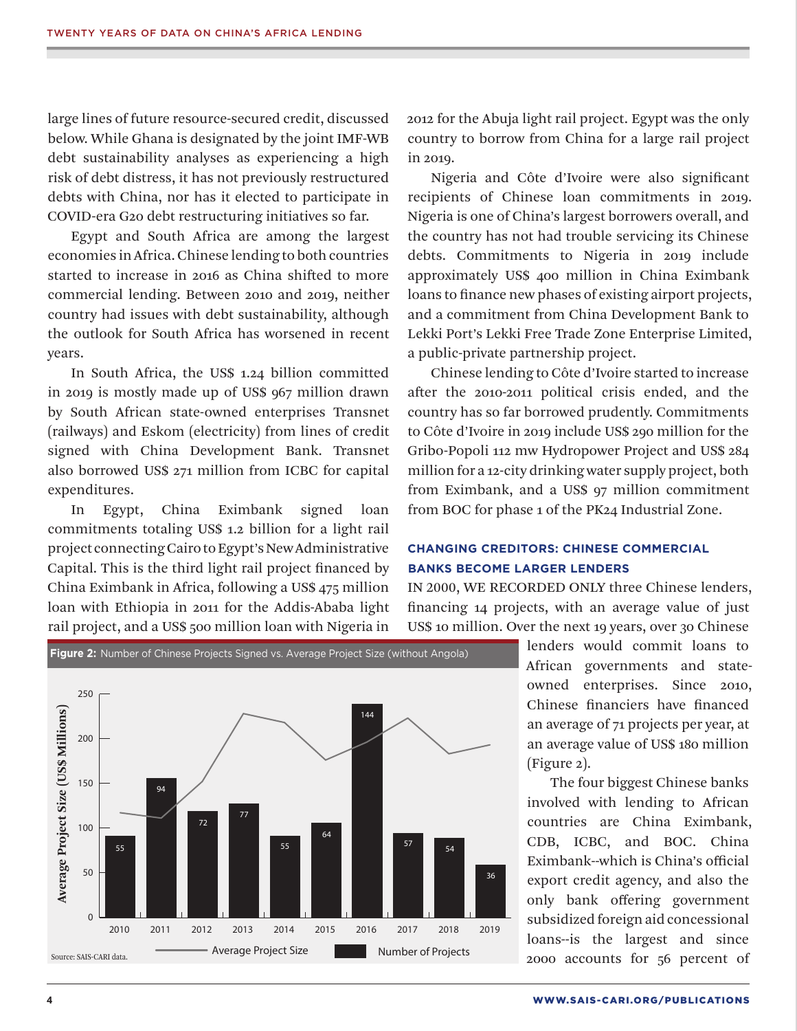large lines of future resource-secured credit, discussed below. While Ghana is designated by the joint IMF-WB debt sustainability analyses as experiencing a high risk of debt distress, it has not previously restructured debts with China, nor has it elected to participate in COVID-era G20 debt restructuring initiatives so far.

Egypt and South Africa are among the largest economies in Africa. Chinese lending to both countries started to increase in 2016 as China shifted to more commercial lending. Between 2010 and 2019, neither country had issues with debt sustainability, although the outlook for South Africa has worsened in recent years.

In South Africa, the US$ 1.24 billion committed in 2019 is mostly made up of US$ 967 million drawn by South African state-owned enterprises Transnet (railways) and Eskom (electricity) from lines of credit signed with China Development Bank. Transnet also borrowed US$ 271 million from ICBC for capital expenditures.

In Egypt, China Eximbank signed loan commitments totaling US$ 1.2 billion for a light rail project connecting Cairo to Egypt's New Administrative Capital. This is the third light rail project financed by China Eximbank in Africa, following a US$ 475 million loan with Ethiopia in 2011 for the Addis-Ababa light rail project, and a US$ 500 million loan with Nigeria in 2012 for the Abuja light rail project. Egypt was the only country to borrow from China for a large rail project in 2019.

Nigeria and Côte d'Ivoire were also significant recipients of Chinese loan commitments in 2019. Nigeria is one of China's largest borrowers overall, and the country has not had trouble servicing its Chinese debts. Commitments to Nigeria in 2019 include approximately US$ 400 million in China Eximbank loans to finance new phases of existing airport projects, and a commitment from China Development Bank to Lekki Port's Lekki Free Trade Zone Enterprise Limited, a public-private partnership project.

Chinese lending to Côte d'Ivoire started to increase after the 2010-2011 political crisis ended, and the country has so far borrowed prudently. Commitments to Côte d'Ivoire in 2019 include US$ 290 million for the Gribo-Popoli 112 mw Hydropower Project and US$ 284 million for a 12-city drinking water supply project, both from Eximbank, and a US$ 97 million commitment from BOC for phase 1 of the PK24 Industrial Zone.

## CHANGING CREDITORS: CHINESE COMMERCIAL BANKS BECOME LARGER LENDERS

IN 2000, WE RECORDED ONLY three Chinese lenders, financing 14 projects, with an average value of just US$ 10 million. Over the next 19 years, over 30 Chinese lenders would commit loans to African governments and state-owned enterprises. Since 2010, Chinese financiers have financed an average of 71 projects per year, at an average value of US$ 180 million (Figure 2).

**Figure 2:** Number of Chinese Projects Signed vs. Average Project Size (without Angola)

| Year | Number of Projects |
|---|---|
| 2010 | 55 |
| 2011 | 94 |
| 2012 | 72 |
| 2013 | 77 |
| 2014 | 55 |
| 2015 | 64 |
| 2016 | 144 |
| 2017 | 57 |
| 2018 | 54 |
| 2019 | 36 |

Source: SAIS-CARI data.

The four biggest Chinese banks involved with lending to African countries are China Eximbank, CDB, ICBC, and BOC. China Eximbank--which is China's official export credit agency, and also the only bank offering government subsidized foreign aid concessional loans--is the largest and since 2000 accounts for 56 percent of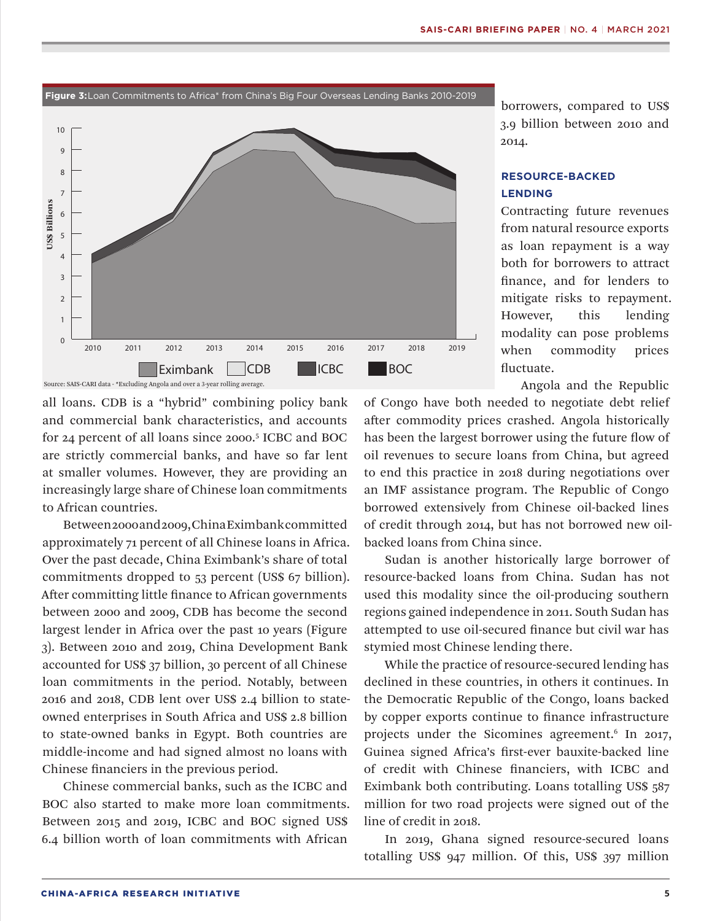**Figure 3:** Loan Commitments to Africa* from China's Big Four Overseas Lending Banks 2010-2019

Source: SAIS-CARI data - *Excluding Angola and over a 3-year rolling average.

borrowers, compared to US$ 3.9 billion between 2010 and 2014.

all loans. CDB is a "hybrid" combining policy bank and commercial bank characteristics, and accounts for 24 percent of all loans since 2000.[5] ICBC and BOC are strictly commercial banks, and have so far lent at smaller volumes. However, they are providing an increasingly large share of Chinese loan commitments to African countries.

Between 2000 and 2009, China Eximbank committed approximately 71 percent of all Chinese loans in Africa. Over the past decade, China Eximbank's share of total commitments dropped to 53 percent (US$ 67 billion). After committing little finance to African governments between 2000 and 2009, CDB has become the second largest lender in Africa over the past 10 years (Figure 3). Between 2010 and 2019, China Development Bank accounted for US$ 37 billion, 30 percent of all Chinese loan commitments in the period. Notably, between 2016 and 2018, CDB lent over US$ 2.4 billion to state-owned enterprises in South Africa and US$ 2.8 billion to state-owned banks in Egypt. Both countries are middle-income and had signed almost no loans with Chinese financiers in the previous period.

Chinese commercial banks, such as the ICBC and BOC also started to make more loan commitments. Between 2015 and 2019, ICBC and BOC signed US$ 6.4 billion worth of loan commitments with African borrowers, compared to US$ 3.9 billion between 2010 and 2014.

## RESOURCE-BACKED LENDING

Contracting future revenues from natural resource exports as loan repayment is a way both for borrowers to attract finance, and for lenders to mitigate risks to repayment. However, this lending modality can pose problems when commodity prices fluctuate.

Angola and the Republic of Congo have both needed to negotiate debt relief after commodity prices crashed. Angola historically has been the largest borrower using the future flow of oil revenues to secure loans from China, but agreed to end this practice in 2018 during negotiations over an IMF assistance program. The Republic of Congo borrowed extensively from Chinese oil-backed lines of credit through 2014, but has not borrowed new oil-backed loans from China since.

Sudan is another historically large borrower of resource-backed loans from China. Sudan has not used this modality since the oil-producing southern regions gained independence in 2011. South Sudan has attempted to use oil-secured finance but civil war has stymied most Chinese lending there.

While the practice of resource-secured lending has declined in these countries, in others it continues. In the Democratic Republic of the Congo, loans backed by copper exports continue to finance infrastructure projects under the Sicomines agreement.[6] In 2017, Guinea signed Africa's first-ever bauxite-backed line of credit with Chinese financiers, with ICBC and Eximbank both contributing. Loans totalling US$ 587 million for two road projects were signed out of the line of credit in 2018.

In 2019, Ghana signed resource-secured loans totalling US$ 947 million. Of this, US$ 397 million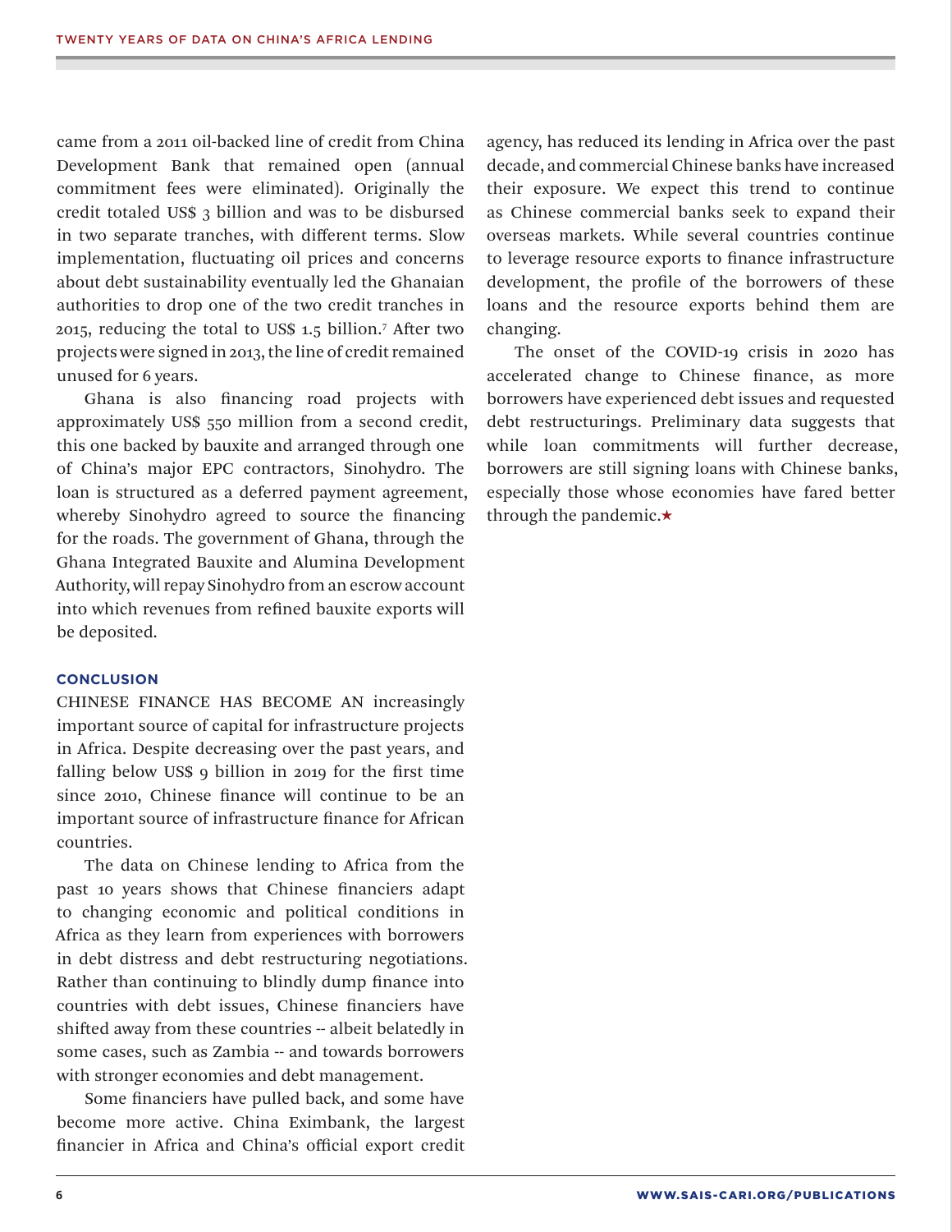came from a 2011 oil-backed line of credit from China Development Bank that remained open (annual commitment fees were eliminated). Originally the credit totaled US$ 3 billion and was to be disbursed in two separate tranches, with different terms. Slow implementation, fluctuating oil prices and concerns about debt sustainability eventually led the Ghanaian authorities to drop one of the two credit tranches in 2015, reducing the total to US$ 1.5 billion.[7] After two projects were signed in 2013, the line of credit remained unused for 6 years.

Ghana is also financing road projects with approximately US$ 550 million from a second credit, this one backed by bauxite and arranged through one of China's major EPC contractors, Sinohydro. The loan is structured as a deferred payment agreement, whereby Sinohydro agreed to source the financing for the roads. The government of Ghana, through the Ghana Integrated Bauxite and Alumina Development Authority, will repay Sinohydro from an escrow account into which revenues from refined bauxite exports will be deposited.

## CONCLUSION

CHINESE FINANCE HAS BECOME AN increasingly important source of capital for infrastructure projects in Africa. Despite decreasing over the past years, and falling below US$ 9 billion in 2019 for the first time since 2010, Chinese finance will continue to be an important source of infrastructure finance for African countries.

The data on Chinese lending to Africa from the past 10 years shows that Chinese financiers adapt to changing economic and political conditions in Africa as they learn from experiences with borrowers in debt distress and debt restructuring negotiations. Rather than continuing to blindly dump finance into countries with debt issues, Chinese financiers have shifted away from these countries -- albeit belatedly in some cases, such as Zambia -- and towards borrowers with stronger economies and debt management.

Some financiers have pulled back, and some have become more active. China Eximbank, the largest financier in Africa and China's official export credit agency, has reduced its lending in Africa over the past decade, and commercial Chinese banks have increased their exposure. We expect this trend to continue as Chinese commercial banks seek to expand their overseas markets. While several countries continue to leverage resource exports to finance infrastructure development, the profile of the borrowers of these loans and the resource exports behind them are changing.

The onset of the COVID-19 crisis in 2020 has accelerated change to Chinese finance, as more borrowers have experienced debt issues and requested debt restructurings. Preliminary data suggests that while loan commitments will further decrease, borrowers are still signing loans with Chinese banks, especially those whose economies have fared better through the pandemic.★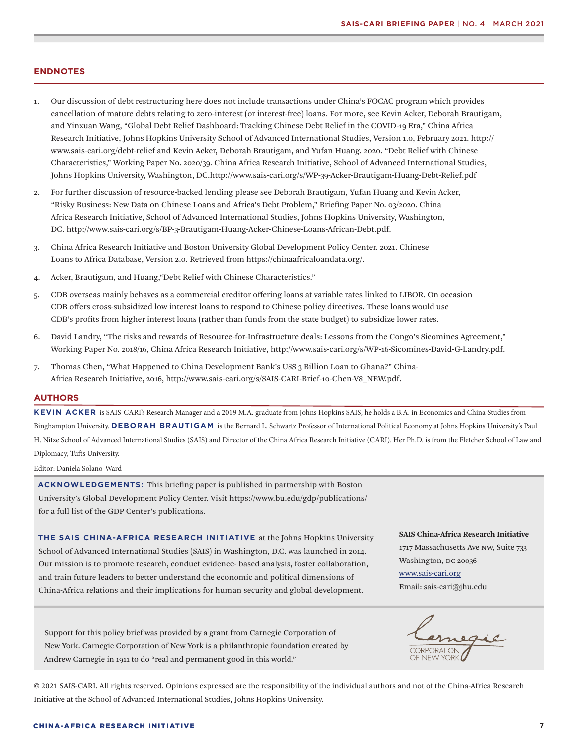## ENDNOTES

1. Our discussion of debt restructuring here does not include transactions under China's FOCAC program which provides cancellation of mature debts relating to zero-interest (or interest-free) loans. For more, see Kevin Acker, Deborah Brautigam, and Yinxuan Wang, "Global Debt Relief Dashboard: Tracking Chinese Debt Relief in the COVID-19 Era," China Africa Research Initiative, Johns Hopkins University School of Advanced International Studies, Version 1.0, February 2021. http://www.sais-cari.org/debt-relief and Kevin Acker, Deborah Brautigam, and Yufan Huang. 2020. "Debt Relief with Chinese Characteristics," Working Paper No. 2020/39. China Africa Research Initiative, School of Advanced International Studies, Johns Hopkins University, Washington, DC.http://www.sais-cari.org/s/WP-39-Acker-Brautigam-Huang-Debt-Relief.pdf
2. For further discussion of resource-backed lending please see Deborah Brautigam, Yufan Huang and Kevin Acker, "Risky Business: New Data on Chinese Loans and Africa's Debt Problem," Briefing Paper No. 03/2020. China Africa Research Initiative, School of Advanced International Studies, Johns Hopkins University, Washington, DC. http://www.sais-cari.org/s/BP-3-Brautigam-Huang-Acker-Chinese-Loans-African-Debt.pdf.
3. China Africa Research Initiative and Boston University Global Development Policy Center. 2021. Chinese Loans to Africa Database, Version 2.0. Retrieved from https://chinaafricaloandata.org/.
4. Acker, Brautigam, and Huang,"Debt Relief with Chinese Characteristics."
5. CDB overseas mainly behaves as a commercial creditor offering loans at variable rates linked to LIBOR. On occasion CDB offers cross-subsidized low interest loans to respond to Chinese policy directives. These loans would use CDB's profits from higher interest loans (rather than funds from the state budget) to subsidize lower rates.
6. David Landry, "The risks and rewards of Resource-for-Infrastructure deals: Lessons from the Congo's Sicomines Agreement," Working Paper No. 2018/16, China Africa Research Initiative, http://www.sais-cari.org/s/WP-16-Sicomines-David-G-Landry.pdf.
7. Thomas Chen, "What Happened to China Development Bank's US$ 3 Billion Loan to Ghana?" China-Africa Research Initiative, 2016, http://www.sais-cari.org/s/SAIS-CARI-Brief-10-Chen-V8_NEW.pdf.

## AUTHORS

**KEVIN ACKER** is SAIS-CARI's Research Manager and a 2019 M.A. graduate from Johns Hopkins SAIS, he holds a B.A. in Economics and China Studies from Binghampton University. **DEBORAH BRAUTIGAM** is the Bernard L. Schwartz Professor of International Political Economy at Johns Hopkins University's Paul H. Nitze School of Advanced International Studies (SAIS) and Director of the China Africa Research Initiative (CARI). Her Ph.D. is from the Fletcher School of Law and Diplomacy, Tufts University.

Editor: Daniela Solano-Ward

**ACKNOWLEDGEMENTS:** This briefing paper is published in partnership with Boston University's Global Development Policy Center. Visit https://www.bu.edu/gdp/publications/ for a full list of the GDP Center's publications.

**THE SAIS CHINA-AFRICA RESEARCH INITIATIVE** at the Johns Hopkins University School of Advanced International Studies (SAIS) in Washington, D.C. was launched in 2014. Our mission is to promote research, conduct evidence- based analysis, foster collaboration, and train future leaders to better understand the economic and political dimensions of China-Africa relations and their implications for human security and global development.

**SAIS China-Africa Research Initiative**
1717 Massachusetts Ave NW, Suite 733
Washington, DC 20036
www.sais-cari.org
Email: sais-cari@jhu.edu

Support for this policy brief was provided by a grant from Carnegie Corporation of New York. Carnegie Corporation of New York is a philanthropic foundation created by Andrew Carnegie in 1911 to do "real and permanent good in this world."

Carnegie CORPORATION OF NEW YORK

© 2021 SAIS-CARI. All rights reserved. Opinions expressed are the responsibility of the individual authors and not of the China-Africa Research Initiative at the School of Advanced International Studies, Johns Hopkins University.